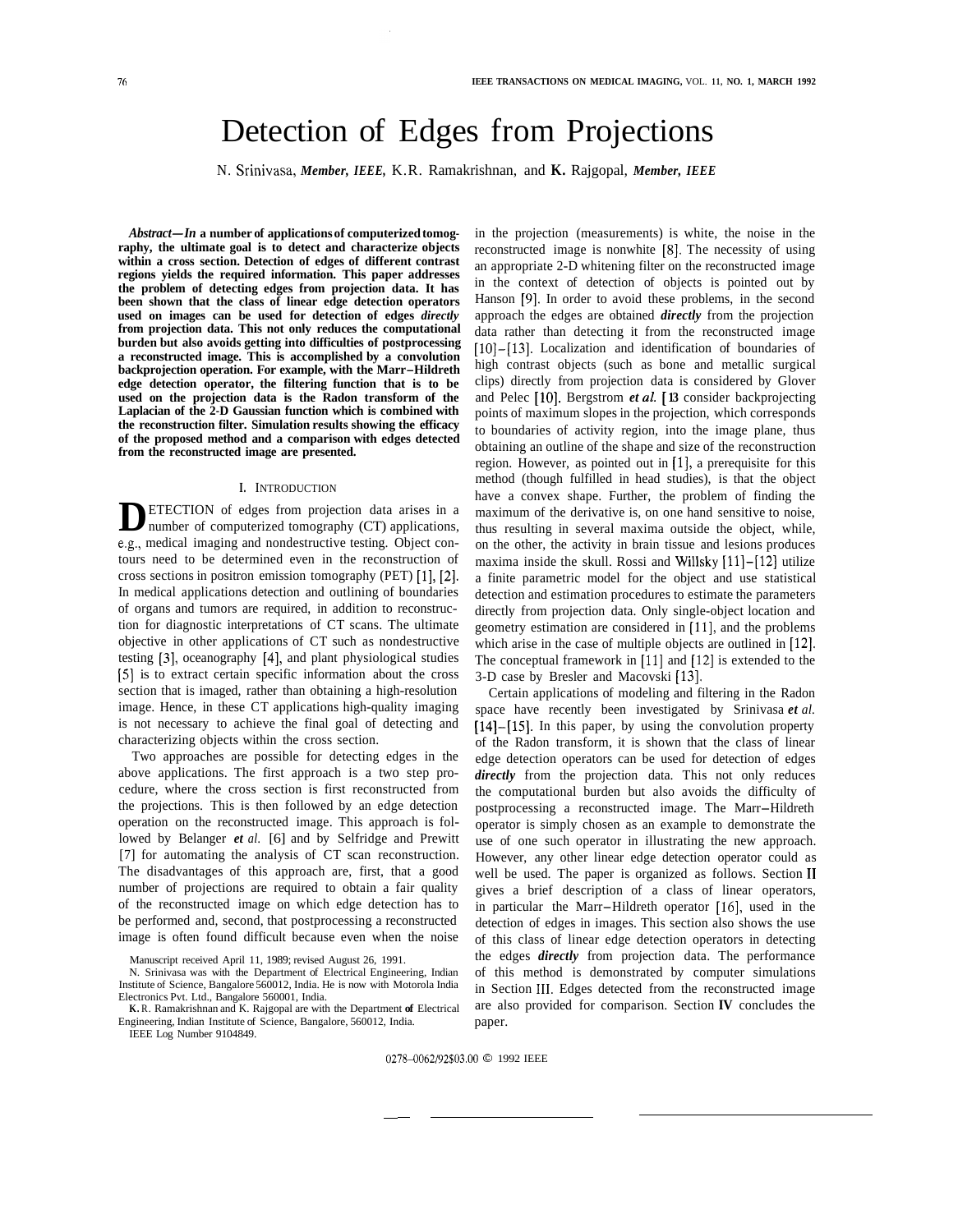# Detection of Edges from Projections

N. Srinivasa, *Member, IEEE*, K.R. Ramakrishnan, and K. Rajgopal, *Member, IEEE*

***Abstract*—In a number of applications of computerized tomography, the ultimate goal is to detect and characterize objects within a cross section. Detection of edges of different contrast regions yields the required information. This paper addresses the problem of detecting edges from projection data. It has been shown that the class of linear edge detection operators used on images can be used for detection of edges *directly* from projection data. This not only reduces the computational burden but also avoids getting into difficulties of postprocessing a reconstructed image. This is accomplished by a convolution backprojection operation. For example, with the Marr–Hildreth edge detection operator, the filtering function that is to be used on the projection data is the Radon transform of the Laplacian of the 2-D Gaussian function which is combined with the reconstruction filter. Simulation results showing the efficacy of the proposed method and a comparison with edges detected from the reconstructed image are presented.**

## I. Introduction

Detection of edges from projection data arises in a number of computerized tomography (CT) applications, e.g., medical imaging and nondestructive testing. Object contours need to be determined even in the reconstruction of cross sections in positron emission tomography (PET) [1], [2]. In medical applications detection and outlining of boundaries of organs and tumors are required, in addition to reconstruction for diagnostic interpretations of CT scans. The ultimate objective in other applications of CT such as nondestructive testing [3], oceanography [4], and plant physiological studies [5] is to extract certain specific information about the cross section that is imaged, rather than obtaining a high-resolution image. Hence, in these CT applications high-quality imaging is not necessary to achieve the final goal of detecting and characterizing objects within the cross section.

Two approaches are possible for detecting edges in the above applications. The first approach is a two step procedure, where the cross section is first reconstructed from the projections. This is then followed by an edge detection operation on the reconstructed image. This approach is followed by Belanger *et al.* [6] and by Selfridge and Prewitt [7] for automating the analysis of CT scan reconstruction. The disadvantages of this approach are, first, that a good number of projections are required to obtain a fair quality of the reconstructed image on which edge detection has to be performed and, second, that postprocessing a reconstructed image is often found difficult because even when the noise in the projection (measurements) is white, the noise in the reconstructed image is nonwhite [8]. The necessity of using an appropriate 2-D whitening filter on the reconstructed image in the context of detection of objects is pointed out by Hanson [9]. In order to avoid these problems, in the second approach the edges are obtained *directly* from the projection data rather than detecting it from the reconstructed image [10]–[13]. Localization and identification of boundaries of high contrast objects (such as bone and metallic surgical clips) directly from projection data is considered by Glover and Pelec [10]. Bergstrom *et al.* [13 consider backprojecting points of maximum slopes in the projection, which corresponds to boundaries of activity region, into the image plane, thus obtaining an outline of the shape and size of the reconstruction region. However, as pointed out in [1], a prerequisite for this method (though fulfilled in head studies), is that the object have a convex shape. Further, the problem of finding the maximum of the derivative is, on one hand sensitive to noise, thus resulting in several maxima outside the object, while, on the other, the activity in brain tissue and lesions produces maxima inside the skull. Rossi and Willsky [11]–[12] utilize a finite parametric model for the object and use statistical detection and estimation procedures to estimate the parameters directly from projection data. Only single-object location and geometry estimation are considered in [11], and the problems which arise in the case of multiple objects are outlined in [12]. The conceptual framework in [11] and [12] is extended to the 3-D case by Bresler and Macovski [13].

Certain applications of modeling and filtering in the Radon space have recently been investigated by Srinivasa *et al.* [14]–[15]. In this paper, by using the convolution property of the Radon transform, it is shown that the class of linear edge detection operators can be used for detection of edges *directly* from the projection data. This not only reduces the computational burden but also avoids the difficulty of postprocessing a reconstructed image. The Marr–Hildreth operator is simply chosen as an example to demonstrate the use of one such operator in illustrating the new approach. However, any other linear edge detection operator could as well be used. The paper is organized as follows. Section II gives a brief description of a class of linear operators, in particular the Marr–Hildreth operator [16], used in the detection of edges in images. This section also shows the use of this class of linear edge detection operators in detecting the edges *directly* from projection data. The performance of this method is demonstrated by computer simulations in Section III. Edges detected from the reconstructed image are also provided for comparison. Section IV concludes the paper.

Manuscript received April 11, 1989; revised August 26, 1991.

N. Srinivasa was with the Department of Electrical Engineering, Indian Institute of Science, Bangalore 560012, India. He is now with Motorola India Electronics Pvt. Ltd., Bangalore 560001, India.

K.R. Ramakrishnan and K. Rajgopal are with the Department of Electrical Engineering, Indian Institute of Science, Bangalore, 560012, India.

IEEE Log Number 9104849.

0278–0062/92$03.00 © 1992 IEEE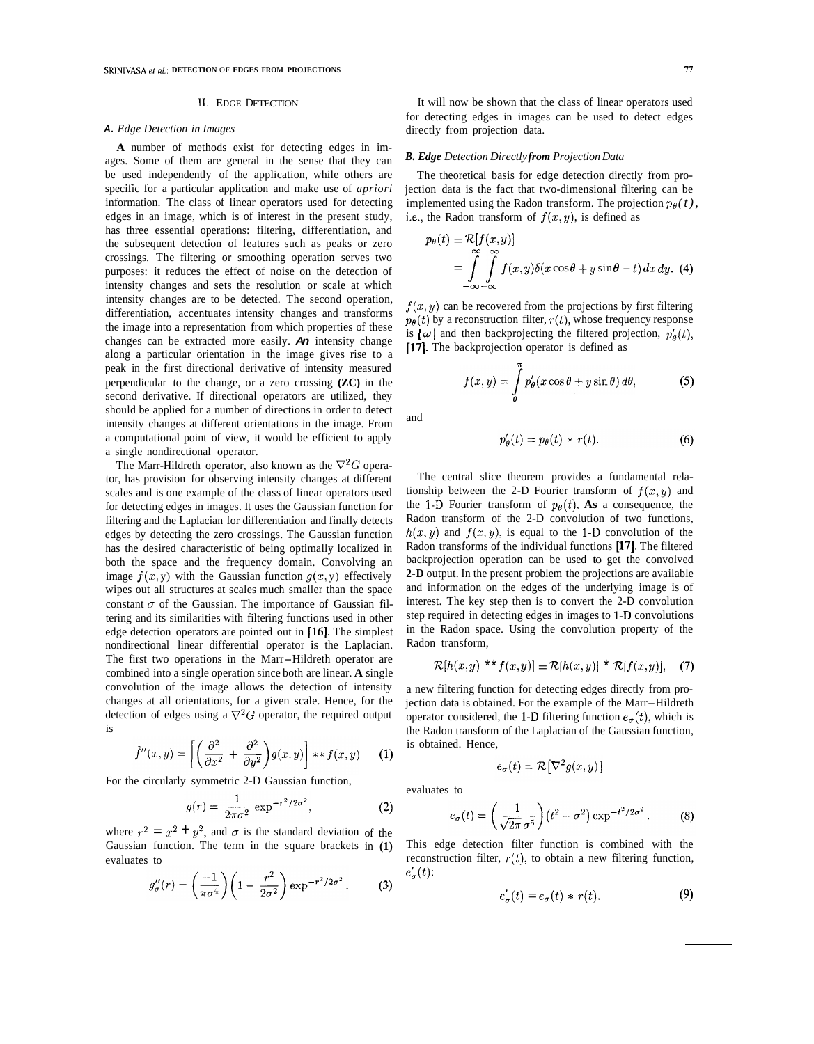## II. Edge Detection

### *A. Edge Detection in Images*

A number of methods exist for detecting edges in images. Some of them are general in the sense that they can be used independently of the application, while others are specific for a particular application and make use of *apriori* information. The class of linear operators used for detecting edges in an image, which is of interest in the present study, has three essential operations: filtering, differentiation, and the subsequent detection of features such as peaks or zero crossings. The filtering or smoothing operation serves two purposes: it reduces the effect of noise on the detection of intensity changes and sets the resolution or scale at which intensity changes are to be detected. The second operation, differentiation, accentuates intensity changes and transforms the image into a representation from which properties of these changes can be extracted more easily. An intensity change along a particular orientation in the image gives rise to a peak in the first directional derivative of intensity measured perpendicular to the change, or a zero crossing (ZC) in the second derivative. If directional operators are utilized, they should be applied for a number of directions in order to detect intensity changes at different orientations in the image. From a computational point of view, it would be efficient to apply a single nondirectional operator.

The Marr-Hildreth operator, also known as the $\nabla^2 G$ operator, has provision for observing intensity changes at different scales and is one example of the class of linear operators used for detecting edges in images. It uses the Gaussian function for filtering and the Laplacian for differentiation and finally detects edges by detecting the zero crossings. The Gaussian function has the desired characteristic of being optimally localized in both the space and the frequency domain. Convolving an image $f(x, y)$ with the Gaussian function $g(x, y)$ effectively wipes out all structures at scales much smaller than the space constant $\sigma$ of the Gaussian. The importance of Gaussian filtering and its similarities with filtering functions used in other edge detection operators are pointed out in [16]. The simplest nondirectional linear differential operator is the Laplacian. The first two operations in the Marr–Hildreth operator are combined into a single operation since both are linear. A single convolution of the image allows the detection of intensity changes at all orientations, for a given scale. Hence, for the detection of edges using a $\nabla^2 G$ operator, the required output is

$$\hat{f}''(x,y) = \left[\left(\frac{\partial^2}{\partial x^2} + \frac{\partial^2}{\partial y^2}\right) g(x,y)\right] ** f(x,y) \tag{1}$$

For the circularly symmetric 2-D Gaussian function,

$$g(r) = \frac{1}{2\pi\sigma^2} \exp^{-r^2/2\sigma^2}, \tag{2}$$

where $r^2 = x^2 + y^2$, and $\sigma$ is the standard deviation of the Gaussian function. The term in the square brackets in (1) evaluates to

$$g''_\sigma(r) = \left(\frac{-1}{\pi\sigma^4}\right)\left(1 - \frac{r^2}{2\sigma^2}\right)\exp^{-r^2/2\sigma^2}. \tag{3}$$

It will now be shown that the class of linear operators used for detecting edges in images can be used to detect edges directly from projection data.

### *B. Edge Detection Directly from Projection Data*

The theoretical basis for edge detection directly from projection data is the fact that two-dimensional filtering can be implemented using the Radon transform. The projection $p_\theta(t)$, i.e., the Radon transform of $f(x, y)$, is defined as

$$p_\theta(t) = \mathcal{R}[f(x,y)] = \int_{-\infty}^{\infty}\int_{-\infty}^{\infty} f(x,y)\delta(x\cos\theta + y\sin\theta - t)\,dx\,dy. \tag{4}$$

$f(x, y)$ can be recovered from the projections by first filtering $p_\theta(t)$ by a reconstruction filter, $r(t)$, whose frequency response is $|\omega|$ and then backprojecting the filtered projection, $p'_\theta(t)$, [17]. The backprojection operator is defined as

$$f(x,y) = \int_0^\pi p'_\theta(x\cos\theta + y\sin\theta)\,d\theta, \tag{5}$$

and

$$p'_\theta(t) = p_\theta(t) * r(t). \tag{6}$$

The central slice theorem provides a fundamental relationship between the 2-D Fourier transform of $f(x, y)$ and the 1-D Fourier transform of $p_\theta(t)$. As a consequence, the Radon transform of the 2-D convolution of two functions, $h(x, y)$ and $f(x, y)$, is equal to the 1-D convolution of the Radon transforms of the individual functions [17]. The filtered backprojection operation can be used to get the convolved 2-D output. In the present problem the projections are available and information on the edges of the underlying image is of interest. The key step then is to convert the 2-D convolution step required in detecting edges in images to 1-D convolutions in the Radon space. Using the convolution property of the Radon transform,

$$\mathcal{R}[h(x,y) ** f(x,y)] = \mathcal{R}[h(x,y)] * \mathcal{R}[f(x,y)], \tag{7}$$

a new filtering function for detecting edges directly from projection data is obtained. For the example of the Marr–Hildreth operator considered, the 1-D filtering function $e_\sigma(t)$, which is the Radon transform of the Laplacian of the Gaussian function, is obtained. Hence,

$$e_\sigma(t) = \mathcal{R}\left[\nabla^2 g(x,y)\right]$$

evaluates to

$$e_\sigma(t) = \left(\frac{1}{\sqrt{2\pi}\,\sigma^5}\right)\left(t^2 - \sigma^2\right)\exp^{-t^2/2\sigma^2}. \tag{8}$$

This edge detection filter function is combined with the reconstruction filter, $r(t)$, to obtain a new filtering function, $e'_\sigma(t)$:

$$e'_\sigma(t) = e_\sigma(t) * r(t). \tag{9}$$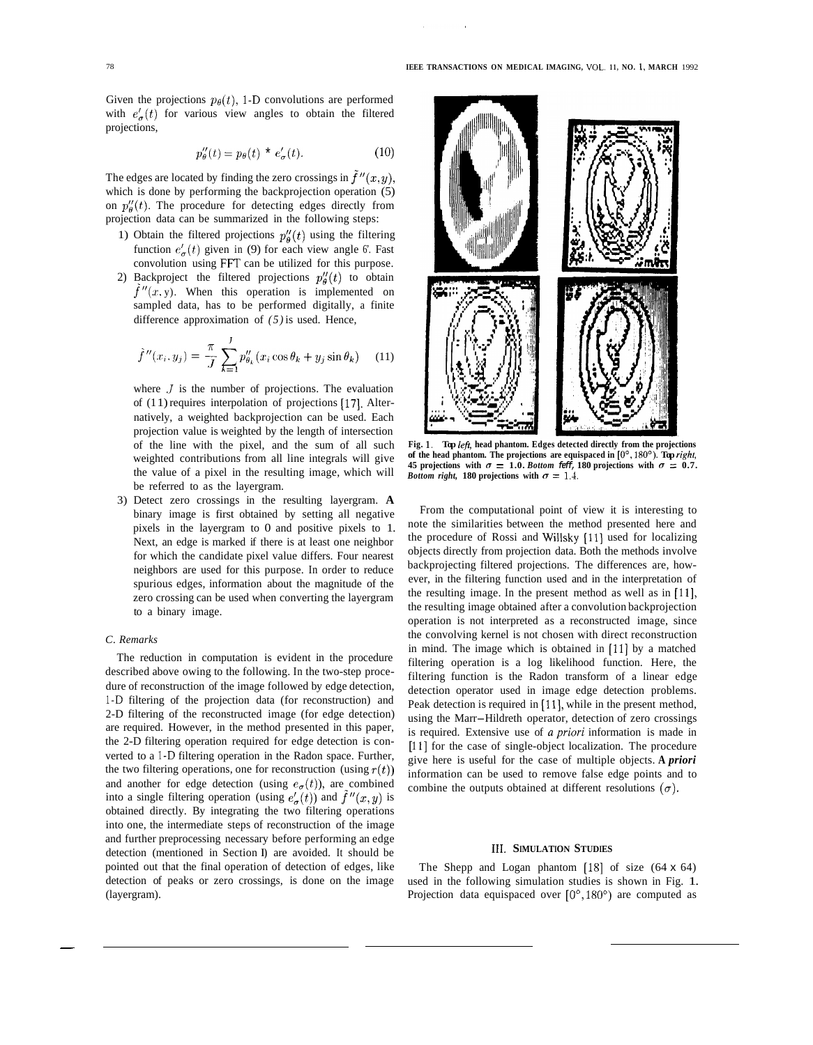Given the projections $p_\theta(t)$, 1-D convolutions are performed with $e'_\sigma(t)$ for various view angles to obtain the filtered projections,

$$p''_\theta(t) = p_\theta(t) * e'_\sigma(t). \tag{10}$$

The edges are located by finding the zero crossings in $\tilde{f}''(x,y)$, which is done by performing the backprojection operation (5) on $p''_\theta(t)$. The procedure for detecting edges directly from projection data can be summarized in the following steps:

1) Obtain the filtered projections $p''_\theta(t)$ using the filtering function $e'_\sigma(t)$ given in (9) for each view angle $\theta$. Fast convolution using FFT can be utilized for this purpose.
2) Backproject the filtered projections $p''_\theta(t)$ to obtain $\tilde{f}''(x, y)$. When this operation is implemented on sampled data, has to be performed digitally, a finite difference approximation of (5) is used. Hence,

$$\tilde{f}''(x_i, y_j) = \frac{\pi}{J} \sum_{k=1}^{J} p''_{\theta_k}(x_i \cos\theta_k + y_j \sin\theta_k) \tag{11}$$

   where $J$ is the number of projections. The evaluation of (11) requires interpolation of projections [17]. Alternatively, a weighted backprojection can be used. Each projection value is weighted by the length of intersection of the line with the pixel, and the sum of all such weighted contributions from all line integrals will give the value of a pixel in the resulting image, which will be referred to as the layergram.
3) Detect zero crossings in the resulting layergram. A binary image is first obtained by setting all negative pixels in the layergram to 0 and positive pixels to 1. Next, an edge is marked if there is at least one neighbor for which the candidate pixel value differs. Four nearest neighbors are used for this purpose. In order to reduce spurious edges, information about the magnitude of the zero crossing can be used when converting the layergram to a binary image.

### C. Remarks

The reduction in computation is evident in the procedure described above owing to the following. In the two-step procedure of reconstruction of the image followed by edge detection, 1-D filtering of the projection data (for reconstruction) and 2-D filtering of the reconstructed image (for edge detection) are required. However, in the method presented in this paper, the 2-D filtering operation required for edge detection is converted to a 1-D filtering operation in the Radon space. Further, the two filtering operations, one for reconstruction (using $r(t)$) and another for edge detection (using $e_\sigma(t)$), are combined into a single filtering operation (using $e'_\sigma(t)$) and $\tilde{f}''(x,y)$ is obtained directly. By integrating the two filtering operations into one, the intermediate steps of reconstruction of the image and further preprocessing necessary before performing an edge detection (mentioned in Section I) are avoided. It should be pointed out that the final operation of detection of edges, like detection of peaks or zero crossings, is done on the image (layergram).

Fig. 1. *Top left*, head phantom. Edges detected directly from the projections of the head phantom. The projections are equispaced in $[0°, 180°)$. *Top right*, 45 projections with $\sigma = 1.0$. *Bottom left*, 180 projections with $\sigma = 0.7$. *Bottom right*, 180 projections with $\sigma = 1.4$.

From the computational point of view it is interesting to note the similarities between the method presented here and the procedure of Rossi and Willsky [11] used for localizing objects directly from projection data. Both the methods involve backprojecting filtered projections. The differences are, however, in the filtering function used and in the interpretation of the resulting image. In the present method as well as in [11], the resulting image obtained after a convolution backprojection operation is not interpreted as a reconstructed image, since the convolving kernel is not chosen with direct reconstruction in mind. The image which is obtained in [11] by a matched filtering operation is a log likelihood function. Here, the filtering function is the Radon transform of a linear edge detection operator used in image edge detection problems. Peak detection is required in [11], while in the present method, using the Marr–Hildreth operator, detection of zero crossings is required. Extensive use of *a priori* information is made in [11] for the case of single-object localization. The procedure give here is useful for the case of multiple objects. *A priori* information can be used to remove false edge points and to combine the outputs obtained at different resolutions ($\sigma$).

## III. Simulation Studies

The Shepp and Logan phantom [18] of size (64 x 64) used in the following simulation studies is shown in Fig. 1. Projection data equispaced over $[0°, 180°)$ are computed as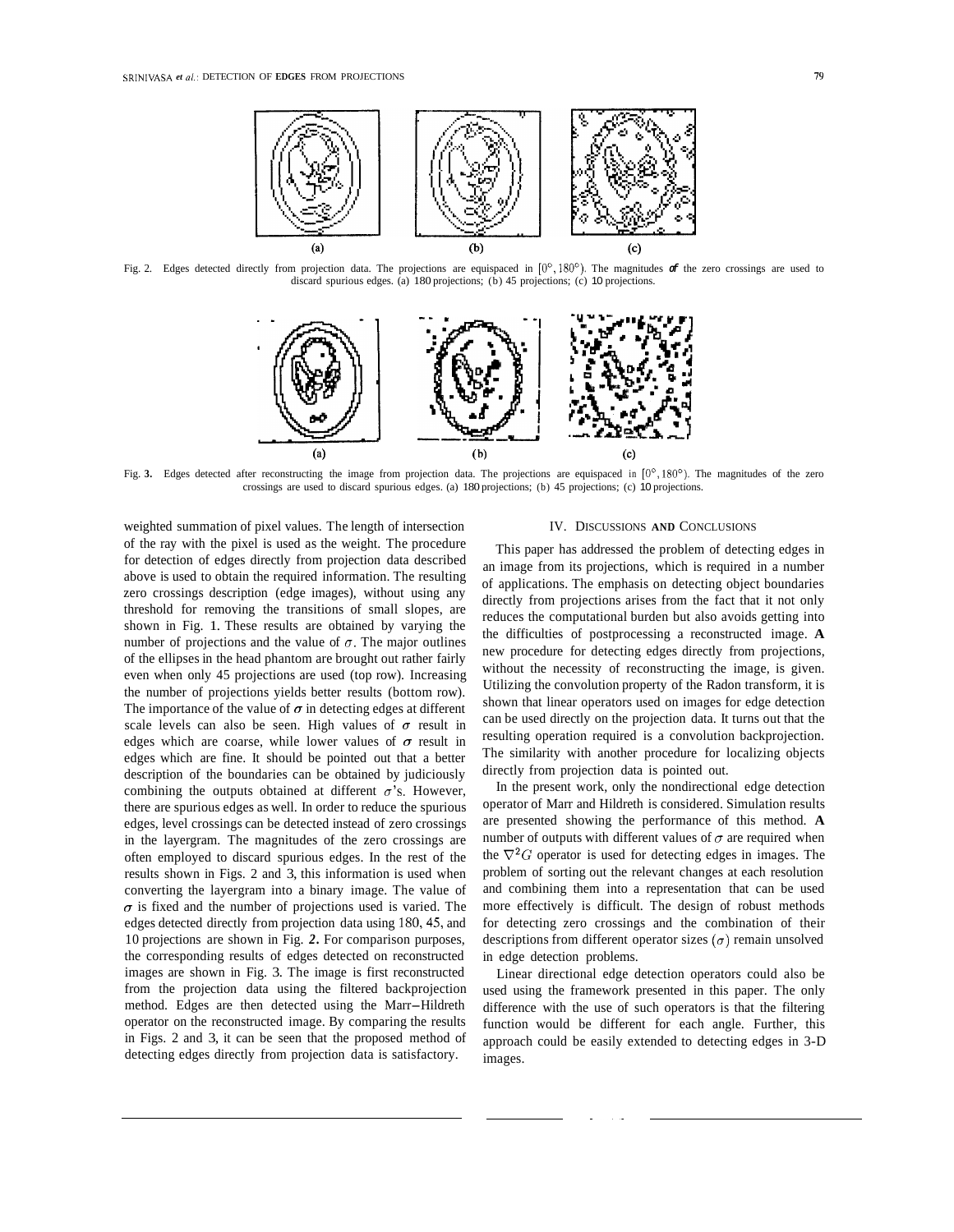Fig. 2. Edges detected directly from projection data. The projections are equispaced in $[0°, 180°)$. The magnitudes of the zero crossings are used to discard spurious edges. (a) 180 projections; (b) 45 projections; (c) 10 projections.

Fig. 3. Edges detected after reconstructing the image from projection data. The projections are equispaced in $[0°, 180°)$. The magnitudes of the zero crossings are used to discard spurious edges. (a) 180 projections; (b) 45 projections; (c) 10 projections.

weighted summation of pixel values. The length of intersection of the ray with the pixel is used as the weight. The procedure for detection of edges directly from projection data described above is used to obtain the required information. The resulting zero crossings description (edge images), without using any threshold for removing the transitions of small slopes, are shown in Fig. 1. These results are obtained by varying the number of projections and the value of $\sigma$. The major outlines of the ellipses in the head phantom are brought out rather fairly even when only 45 projections are used (top row). Increasing the number of projections yields better results (bottom row). The importance of the value of $\sigma$ in detecting edges at different scale levels can also be seen. High values of $\sigma$ result in edges which are coarse, while lower values of $\sigma$ result in edges which are fine. It should be pointed out that a better description of the boundaries can be obtained by judiciously combining the outputs obtained at different $\sigma$'s. However, there are spurious edges as well. In order to reduce the spurious edges, level crossings can be detected instead of zero crossings in the layergram. The magnitudes of the zero crossings are often employed to discard spurious edges. In the rest of the results shown in Figs. 2 and 3, this information is used when converting the layergram into a binary image. The value of $\sigma$ is fixed and the number of projections used is varied. The edges detected directly from projection data using 180, 45, and 10 projections are shown in Fig. 2. For comparison purposes, the corresponding results of edges detected on reconstructed images are shown in Fig. 3. The image is first reconstructed from the projection data using the filtered backprojection method. Edges are then detected using the Marr–Hildreth operator on the reconstructed image. By comparing the results in Figs. 2 and 3, it can be seen that the proposed method of detecting edges directly from projection data is satisfactory.

## IV. Discussions and Conclusions

This paper has addressed the problem of detecting edges in an image from its projections, which is required in a number of applications. The emphasis on detecting object boundaries directly from projections arises from the fact that it not only reduces the computational burden but also avoids getting into the difficulties of postprocessing a reconstructed image. A new procedure for detecting edges directly from projections, without the necessity of reconstructing the image, is given. Utilizing the convolution property of the Radon transform, it is shown that linear operators used on images for edge detection can be used directly on the projection data. It turns out that the resulting operation required is a convolution backprojection. The similarity with another procedure for localizing objects directly from projection data is pointed out.

In the present work, only the nondirectional edge detection operator of Marr and Hildreth is considered. Simulation results are presented showing the performance of this method. A number of outputs with different values of $\sigma$ are required when the $\nabla^2 G$ operator is used for detecting edges in images. The problem of sorting out the relevant changes at each resolution and combining them into a representation that can be used more effectively is difficult. The design of robust methods for detecting zero crossings and the combination of their descriptions from different operator sizes ($\sigma$) remain unsolved in edge detection problems.

Linear directional edge detection operators could also be used using the framework presented in this paper. The only difference with the use of such operators is that the filtering function would be different for each angle. Further, this approach could be easily extended to detecting edges in 3-D images.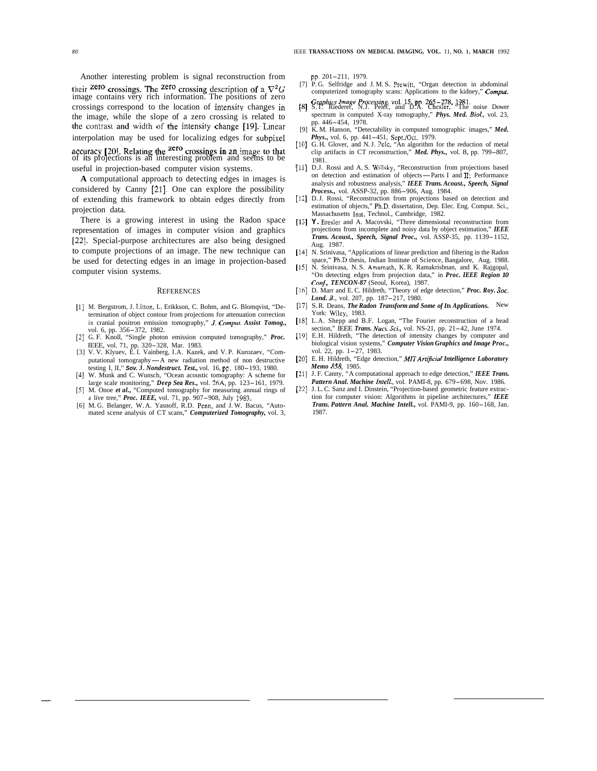Another interesting problem is signal reconstruction from their zero crossings. The zero crossing description of a $\nabla^2 G$ image contains very rich information. The positions of zero crossings correspond to the location of intensity changes in the image, while the slope of a zero crossing is related to the contrast and width of the intensity change [19]. Linear interpolation may be used for localizing edges for subpixel accuracy [20]. Relating the zero crossings in an image to that of its projections is an interesting problem and seems to be useful in projection-based computer vision systems.

A computational approach to detecting edges in images is considered by Canny [21]. One can explore the possibility of extending this framework to obtain edges directly from projection data.

There is a growing interest in using the Radon space representation of images in computer vision and graphics [22]. Special-purpose architectures are also being designed to compute projections of an image. The new technique can be used for detecting edges in an image in projection-based computer vision systems.

## References

[1] M. Bergstrom, J. Litton, L. Erikkson, C. Bohm, and G. Blomqvist, "Determination of object contour from projections for attenuation correction in cranial positron emission tomography," *J. Comput. Assist Tomog.,* vol. 6, pp. 356–372, 1982.

[2] G. F. Knoll, "Single photon emission computed tomography," *Proc. IEEE,* vol. 71, pp. 320–328, Mar. 1983.

[3] V. V. Klyuev, E. I. Vainberg, I.A. Kazek, and V. P. Kurozaev, "Computational tomography—A new radiation method of non destructive testing I, II," *Sov. J. Nondestruct. Test.,* vol. 16, pp. 180–193, 1980.

[4] W. Munk and C. Wunsch, "Ocean acoustic tomography: A scheme for large scale monitoring," *Deep Sea Res.,* vol. 26A, pp. 123–161, 1979.

[5] M. Onoe *et al.,* "Computed tomography for measuring annual rings of a live tree," *Proc. IEEE,* vol. 71, pp. 907–908, July 1983.

[6] M. G. Belanger, W. A. Yasnoff, R.D. Penn, and J. W. Bacus, "Automated scene analysis of CT scans," *Computerized Tomography,* vol. 3, pp. 201–211, 1979.

[7] P. G. Selfridge and J. M. S. Prewitt, "Organ detection in abdominal computerized tomography scans: Applications to the kidney," *Comput. Graphics Image Processing,* vol. 15, pp. 265–278, 1981.

[8] S. T. Riederer, N.J. Pelec, and D.A. Chesler, "The noise Dower spectrum in computed X-ray tomography," *Phys. Med. Biol.,* vol. 23, pp. 446–454, 1978.

[9] K. M. Hanson, "Detectability in computed tomographic images," *Med. Phys.,* vol. 6, pp. 441–451, Sept./Oct. 1979.

[10] G. H. Glover, and N. J. Pelc, "An algorithm for the reduction of metal clip artifacts in CT reconstruction," *Med. Phys.,* vol. 8, pp. 799–807, 1981.

[11] D.J. Rossi and A. S. Willsky, "Reconstruction from projections based on detection and estimation of objects—Parts I and II: Performance analysis and robustness analysis," *IEEE Trans. Acoust., Speech, Signal Process.,* vol. ASSP-32, pp. 886–906, Aug. 1984.

[12] D.J. Rossi, "Reconstruction from projections based on detection and estimation of objects," Ph.D. dissertation, Dep. Elec. Eng. Comput. Sci., Massachusetts Inst. Technol., Cambridge, 1982.

[13] Y. Bresler and A. Macovski, "Three dimensional reconstruction from projections from incomplete and noisy data by object estimation," *IEEE Trans. Acoust., Speech, Signal Proc.,* vol. ASSP-35, pp. 1139–1152, Aug. 1987.

[14] N. Srinivasa, "Applications of linear prediction and filtering in the Radon space," Ph.D thesis, Indian Institute of Science, Bangalore, Aug. 1988.

[15] N. Srinivasa, N. S. Amarnath, K. R. Ramakrishnan, and K. Rajgopal, "On detecting edges from projection data," in *Proc. IEEE Region 10 Conf., TENCON-87* (Seoul, Korea), 1987.

[16] D. Marr and E. C. Hildreth, "Theory of edge detection," *Proc. Roy. Soc. Lond. B.,* vol. 207, pp. 187–217, 1980.

[17] S. R. Deans, *The Radon Transform and Some of Its Applications.* New York: Wiley, 1983.

[18] L.A. Shepp and B.F. Logan, "The Fourier reconstruction of a head section," *IEEE Trans. Nucl. Sci.,* vol. NS-21, pp. 21–42, June 1974.

[19] E.H. Hildreth, "The detection of intensity changes by computer and biological vision systems," *Computer Vision Graphics and Image Proc.,* vol. 22, pp. 1–27, 1983.

[20] E. H. Hildreth, "Edge detection," *MIT Artificial Intelligence Laboratory Memo 858,* 1985.

[21] J. F. Canny, "A computational approach to edge detection," *IEEE Trans. Pattern Anal. Machine Intell.,* vol. PAMI-8, pp. 679–698, Nov. 1986.

[22] J. L. C. Sanz and I. Dinstein, "Projection-based geometric feature extraction for computer vision: Algorithms in pipeline architectures," *IEEE Trans. Pattern Anal. Machine Intell.,* vol. PAMI-9, pp. 160–168, Jan. 1987.